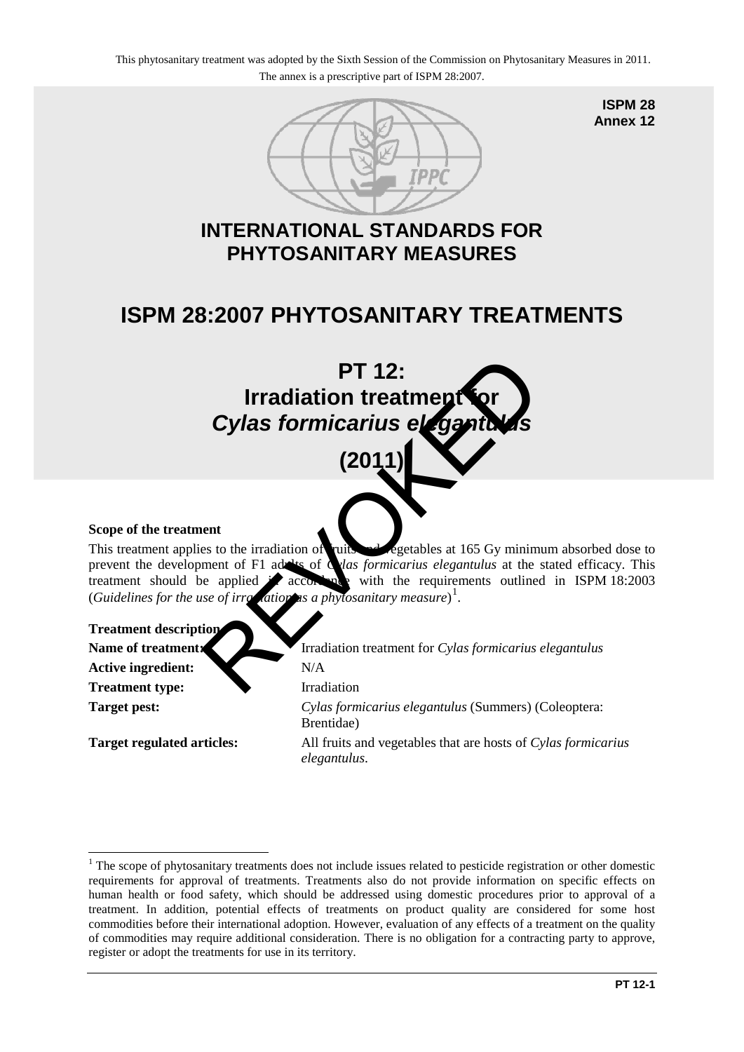This phytosanitary treatment was adopted by the Sixth Session of the Commission on Phytosanitary Measures in 2011.
The annex is a prescriptive part of ISPM 28:2007.

**ISPM 28**
**Annex 12**

# INTERNATIONAL STANDARDS FOR PHYTOSANITARY MEASURES

# ISPM 28:2007 PHYTOSANITARY TREATMENTS

# PT 12: Irradiation treatment for *Cylas formicarius elegantulus* (2011)

REVOKED

**Scope of the treatment**

This treatment applies to the irradiation of fruits and vegetables at 165 Gy minimum absorbed dose to prevent the development of F1 adults of *Cylas formicarius elegantulus* at the stated efficacy. This treatment should be applied in accordance with the requirements outlined in ISPM 18:2003 (*Guidelines for the use of irradiation as a phytosanitary measure*)[1].

**Treatment description**

| | |
|---|---|
| **Name of treatment:** | Irradiation treatment for *Cylas formicarius elegantulus* |
| **Active ingredient:** | N/A |
| **Treatment type:** | Irradiation |
| **Target pest:** | *Cylas formicarius elegantulus* (Summers) (Coleoptera: Brentidae) |
| **Target regulated articles:** | All fruits and vegetables that are hosts of *Cylas formicarius elegantulus*. |

[1] The scope of phytosanitary treatments does not include issues related to pesticide registration or other domestic requirements for approval of treatments. Treatments also do not provide information on specific effects on human health or food safety, which should be addressed using domestic procedures prior to approval of a treatment. In addition, potential effects of treatments on product quality are considered for some host commodities before their international adoption. However, evaluation of any effects of a treatment on the quality of commodities may require additional consideration. There is no obligation for a contracting party to approve, register or adopt the treatments for use in its territory.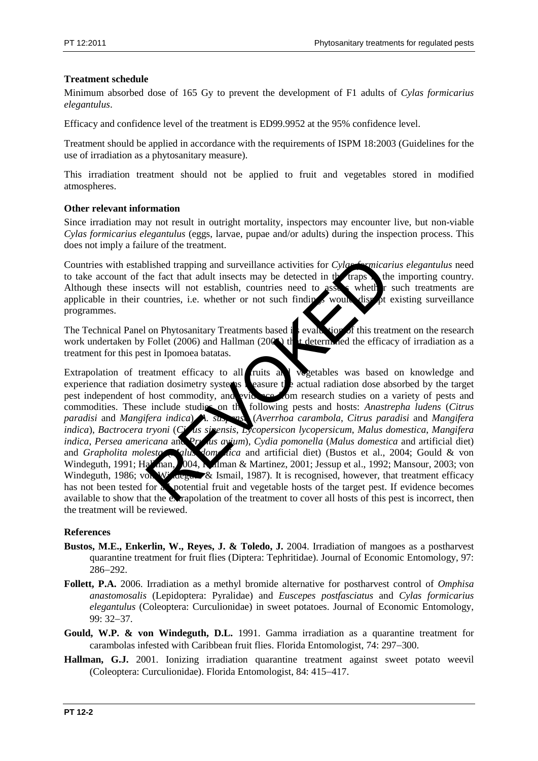**Treatment schedule**

Minimum absorbed dose of 165 Gy to prevent the development of F1 adults of *Cylas formicarius elegantulus*.

Efficacy and confidence level of the treatment is ED99.9952 at the 95% confidence level.

Treatment should be applied in accordance with the requirements of ISPM 18:2003 (Guidelines for the use of irradiation as a phytosanitary measure).

This irradiation treatment should not be applied to fruit and vegetables stored in modified atmospheres.

**Other relevant information**

Since irradiation may not result in outright mortality, inspectors may encounter live, but non-viable *Cylas formicarius elegantulus* (eggs, larvae, pupae and/or adults) during the inspection process. This does not imply a failure of the treatment.

Countries with established trapping and surveillance activities for *Cylas formicarius elegantulus* need to take account of the fact that adult insects may be detected in the traps in the importing country. Although these insects will not establish, countries need to assess whether such treatments are applicable in their countries, i.e. whether or not such findings would disrupt existing surveillance programmes.

The Technical Panel on Phytosanitary Treatments based its evaluation of this treatment on the research work undertaken by Follet (2006) and Hallman (2001) that determined the efficacy of irradiation as a treatment for this pest in Ipomoea batatas.

Extrapolation of treatment efficacy to all fruits and vegetables was based on knowledge and experience that radiation dosimetry systems measure the actual radiation dose absorbed by the target pest independent of host commodity, and evidence from research studies on a variety of pests and commodities. These include studies on the following pests and hosts: *Anastrepha ludens* (*Citrus paradisi* and *Mangifera indica*), *A. suspensa* (*Averrhoa carambola*, *Citrus paradisi* and *Mangifera indica*), *Bactrocera tryoni* (*Citrus sinensis*, *Lycopersicon lycopersicum*, *Malus domestica*, *Mangifera indica*, *Persea americana* and *Prunus avium*), *Cydia pomonella* (*Malus domestica* and artificial diet) and *Grapholita molesta* (*Malus domestica* and artificial diet) (Bustos et al., 2004; Gould & von Windeguth, 1991; Hallman, 2004, Hallman & Martinez, 2001; Jessup et al., 1992; Mansour, 2003; von Windeguth, 1986; von Windeguth & Ismail, 1987). It is recognised, however, that treatment efficacy has not been tested for all potential fruit and vegetable hosts of the target pest. If evidence becomes available to show that the extrapolation of the treatment to cover all hosts of this pest is incorrect, then the treatment will be reviewed.

**References**

- **Bustos, M.E., Enkerlin, W., Reyes, J. & Toledo, J.** 2004. Irradiation of mangoes as a postharvest quarantine treatment for fruit flies (Diptera: Tephritidae). Journal of Economic Entomology, 97: 286–292.
- **Follett, P.A.** 2006. Irradiation as a methyl bromide alternative for postharvest control of *Omphisa anastomosalis* (Lepidoptera: Pyralidae) and *Euscepes postfasciatus* and *Cylas formicarius elegantulus* (Coleoptera: Curculionidae) in sweet potatoes. Journal of Economic Entomology, 99: 32–37.
- **Gould, W.P. & von Windeguth, D.L.** 1991. Gamma irradiation as a quarantine treatment for carambolas infested with Caribbean fruit flies. Florida Entomologist, 74: 297–300.
- **Hallman, G.J.** 2001. Ionizing irradiation quarantine treatment against sweet potato weevil (Coleoptera: Curculionidae). Florida Entomologist, 84: 415–417.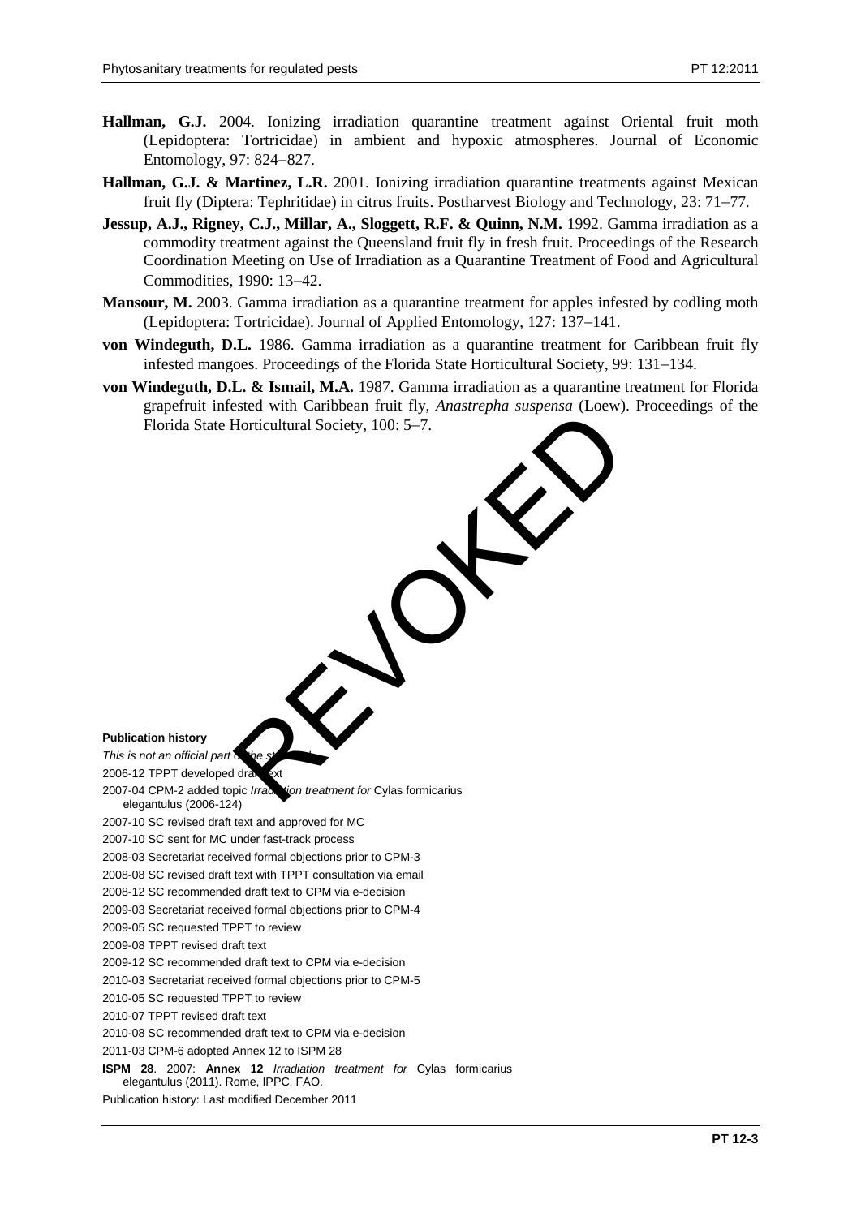**Hallman, G.J.** 2004. Ionizing irradiation quarantine treatment against Oriental fruit moth (Lepidoptera: Tortricidae) in ambient and hypoxic atmospheres. Journal of Economic Entomology, 97: 824–827.

**Hallman, G.J. & Martinez, L.R.** 2001. Ionizing irradiation quarantine treatments against Mexican fruit fly (Diptera: Tephritidae) in citrus fruits. Postharvest Biology and Technology, 23: 71–77.

**Jessup, A.J., Rigney, C.J., Millar, A., Sloggett, R.F. & Quinn, N.M.** 1992. Gamma irradiation as a commodity treatment against the Queensland fruit fly in fresh fruit. Proceedings of the Research Coordination Meeting on Use of Irradiation as a Quarantine Treatment of Food and Agricultural Commodities, 1990: 13–42.

**Mansour, M.** 2003. Gamma irradiation as a quarantine treatment for apples infested by codling moth (Lepidoptera: Tortricidae). Journal of Applied Entomology, 127: 137–141.

**von Windeguth, D.L.** 1986. Gamma irradiation as a quarantine treatment for Caribbean fruit fly infested mangoes. Proceedings of the Florida State Horticultural Society, 99: 131–134.

**von Windeguth, D.L. & Ismail, M.A.** 1987. Gamma irradiation as a quarantine treatment for Florida grapefruit infested with Caribbean fruit fly, *Anastrepha suspensa* (Loew). Proceedings of the Florida State Horticultural Society, 100: 5–7.

REVOKED

**Publication history**

*This is not an official part of the standard*

2006-12 TPPT developed draft text

2007-04 CPM-2 added topic *Irradiation treatment for* Cylas formicarius elegantulus (2006-124)

2007-10 SC revised draft text and approved for MC

2007-10 SC sent for MC under fast-track process

2008-03 Secretariat received formal objections prior to CPM-3

2008-08 SC revised draft text with TPPT consultation via email

2008-12 SC recommended draft text to CPM via e-decision

2009-03 Secretariat received formal objections prior to CPM-4

2009-05 SC requested TPPT to review

2009-08 TPPT revised draft text

2009-12 SC recommended draft text to CPM via e-decision

2010-03 Secretariat received formal objections prior to CPM-5

2010-05 SC requested TPPT to review

2010-07 TPPT revised draft text

2010-08 SC recommended draft text to CPM via e-decision

2011-03 CPM-6 adopted Annex 12 to ISPM 28

**ISPM 28**. 2007: **Annex 12** *Irradiation treatment for* Cylas formicarius elegantulus (2011). Rome, IPPC, FAO.

Publication history: Last modified December 2011